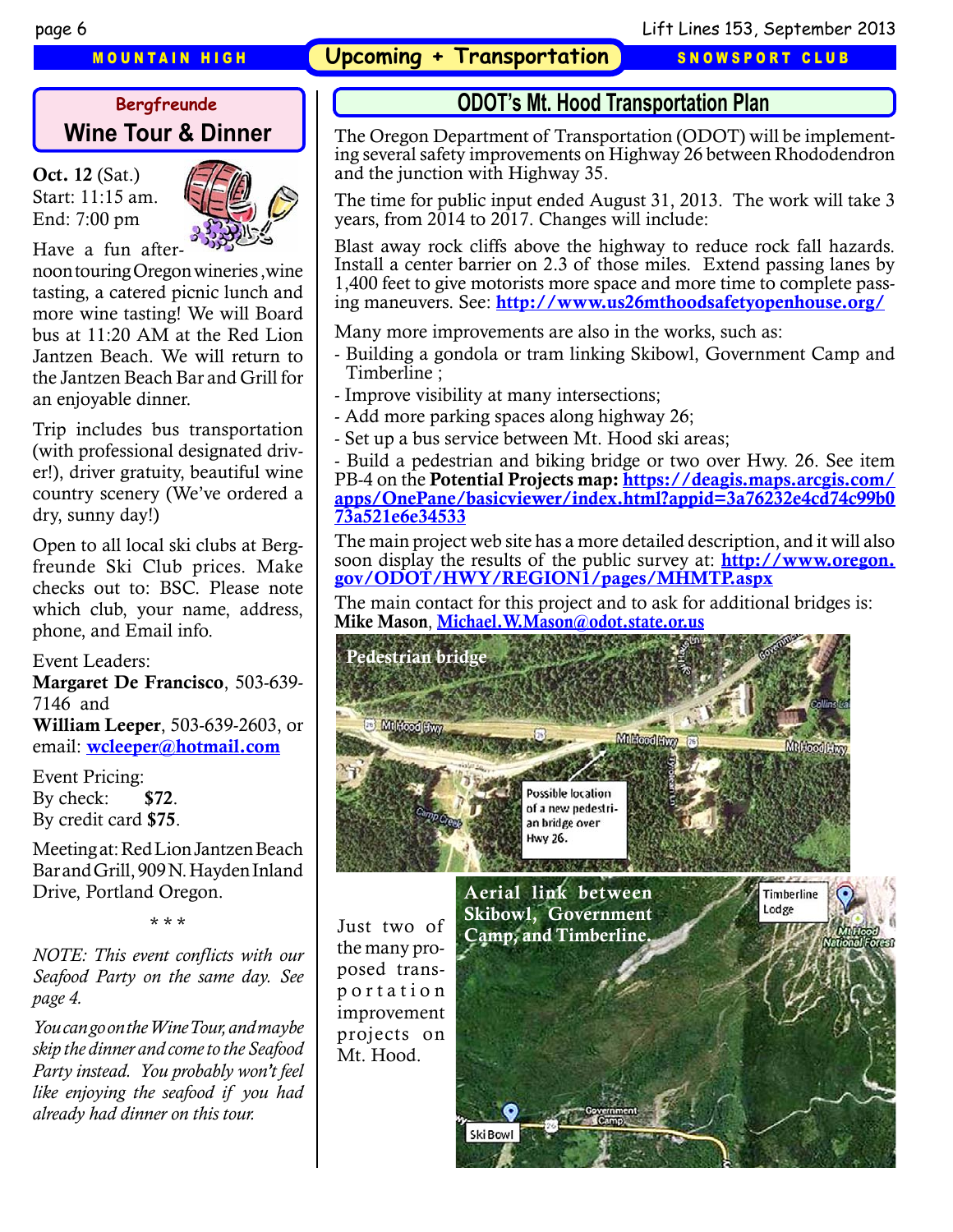# Upcoming + Transportation

## Bergfreunde Wine Tour & Dinner

**Oct. 12** (Sat.)
Start: 11:15 am.
End: 7:00 pm

Have a fun afternoon touring Oregon wineries ,wine tasting, a catered picnic lunch and more wine tasting! We will Board bus at 11:20 AM at the Red Lion Jantzen Beach. We will return to the Jantzen Beach Bar and Grill for an enjoyable dinner.

Trip includes bus transportation (with professional designated driver!), driver gratuity, beautiful wine country scenery (We've ordered a dry, sunny day!)

Open to all local ski clubs at Bergfreunde Ski Club prices. Make checks out to: BSC. Please note which club, your name, address, phone, and Email info.

Event Leaders:
**Margaret De Francisco**, 503-639-7146 and
**William Leeper**, 503-639-2603, or email: wcleeper@hotmail.com

Event Pricing:
By check: **$72**.
By credit card **$75**.

Meeting at: Red Lion Jantzen Beach Bar and Grill, 909 N. Hayden Inland Drive, Portland Oregon.

\* \* \*

*NOTE: This event conflicts with our Seafood Party on the same day. See page 4.*

*You can go on the Wine Tour, and maybe skip the dinner and come to the Seafood Party instead. You probably won't feel like enjoying the seafood if you had already had dinner on this tour.*

## ODOT's Mt. Hood Transportation Plan

The Oregon Department of Transportation (ODOT) will be implementing several safety improvements on Highway 26 between Rhododendron and the junction with Highway 35.

The time for public input ended August 31, 2013. The work will take 3 years, from 2014 to 2017. Changes will include:

Blast away rock cliffs above the highway to reduce rock fall hazards. Install a center barrier on 2.3 of those miles. Extend passing lanes by 1,400 feet to give motorists more space and more time to complete passing maneuvers. See: **http://www.us26mthoodsafetyopenhouse.org/**

Many more improvements are also in the works, such as:

- Building a gondola or tram linking Skibowl, Government Camp and Timberline ;
- Improve visibility at many intersections;
- Add more parking spaces along highway 26;
- Set up a bus service between Mt. Hood ski areas;
- Build a pedestrian and biking bridge or two over Hwy. 26. See item PB-4 on the **Potential Projects map: https://deagis.maps.arcgis.com/apps/OnePane/basicviewer/index.html?appid=3a76232e4cd74c99b073a521e6e34533**

The main project web site has a more detailed description, and it will also soon display the results of the public survey at: **http://www.oregon.gov/ODOT/HWY/REGION1/pages/MHMTP.aspx**

The main contact for this project and to ask for additional bridges is: **Mike Mason**, Michael.W.Mason@odot.state.or.us

Pedestrian bridge

Possible location of a new pedestrian bridge over Hwy 26.

Aerial link between Skibowl, Government Camp, and Timberline.

Just two of the many proposed transportation improvement projects on Mt. Hood.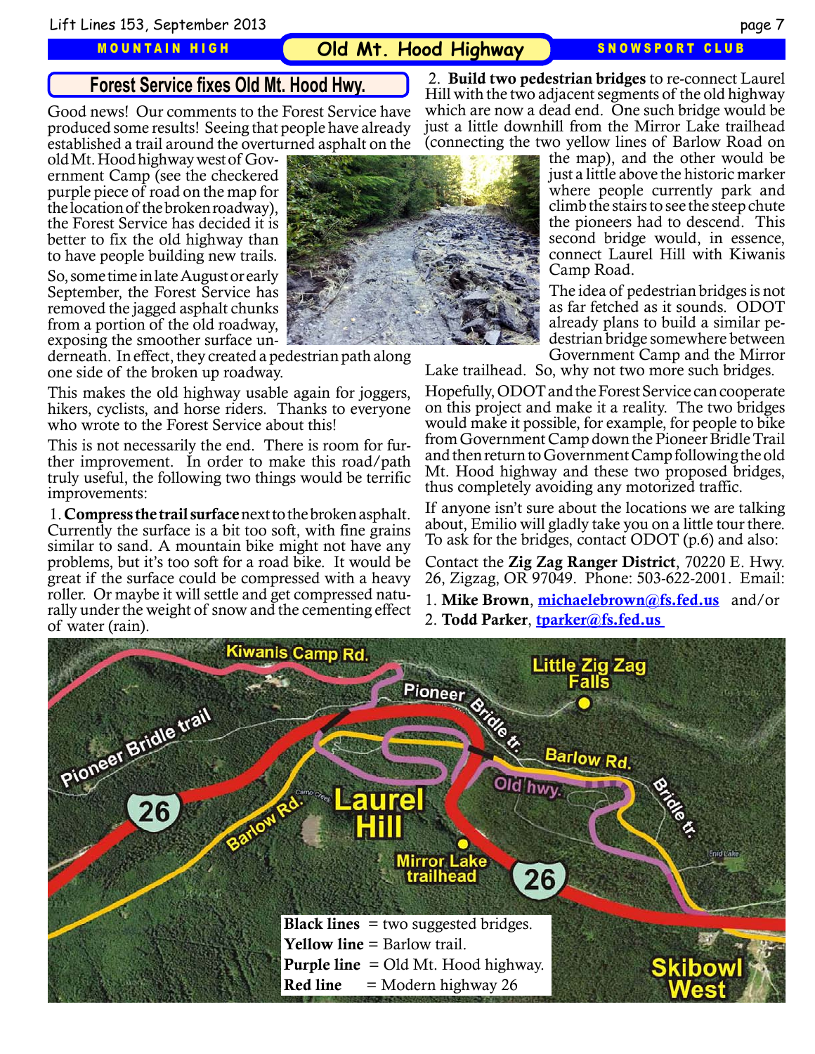## Forest Service fixes Old Mt. Hood Hwy.

Good news! Our comments to the Forest Service have produced some results! Seeing that people have already established a trail around the overturned asphalt on the old Mt. Hood highway west of Government Camp (see the checkered purple piece of road on the map for the location of the broken roadway), the Forest Service has decided it is better to fix the old highway than to have people building new trails.

So, some time in late August or early September, the Forest Service has removed the jagged asphalt chunks from a portion of the old roadway, exposing the smoother surface underneath. In effect, they created a pedestrian path along one side of the broken up roadway.

This makes the old highway usable again for joggers, hikers, cyclists, and horse riders. Thanks to everyone who wrote to the Forest Service about this!

This is not necessarily the end. There is room for further improvement. In order to make this road/path truly useful, the following two things would be terrific improvements:

1. **Compress the trail surface** next to the broken asphalt. Currently the surface is a bit too soft, with fine grains similar to sand. A mountain bike might not have any problems, but it's too soft for a road bike. It would be great if the surface could be compressed with a heavy roller. Or maybe it will settle and get compressed naturally under the weight of snow and the cementing effect of water (rain).

2. **Build two pedestrian bridges** to re-connect Laurel Hill with the two adjacent segments of the old highway which are now a dead end. One such bridge would be just a little downhill from the Mirror Lake trailhead (connecting the two yellow lines of Barlow Road on the map), and the other would be just a little above the historic marker where people currently park and climb the stairs to see the steep chute the pioneers had to descend. This second bridge would, in essence, connect Laurel Hill with Kiwanis Camp Road.

The idea of pedestrian bridges is not as far fetched as it sounds. ODOT already plans to build a similar pedestrian bridge somewhere between Government Camp and the Mirror Lake trailhead. So, why not two more such bridges.

Hopefully, ODOT and the Forest Service can cooperate on this project and make it a reality. The two bridges would make it possible, for example, for people to bike from Government Camp down the Pioneer Bridle Trail and then return to Government Camp following the old Mt. Hood highway and these two proposed bridges, thus completely avoiding any motorized traffic.

If anyone isn't sure about the locations we are talking about, Emilio will gladly take you on a little tour there. To ask for the bridges, contact ODOT (p.6) and also:

Contact the **Zig Zag Ranger District**, 70220 E. Hwy. 26, Zigzag, OR 97049. Phone: 503-622-2001. Email:

1. **Mike Brown**, michaelebrown@fs.fed.us and/or
2. **Todd Parker**, tparker@fs.fed.us

Kiwanis Camp Rd.
Pioneer Bridle tr.
Little Zig Zag Falls
Pioneer Bridle trail
Barlow Rd.
Old hwy.
Bridle tr.
26
Barlow Rd.
Laurel Hill
Mirror Lake trailhead
26
Skibowl West

**Black lines** = two suggested bridges.
**Yellow line** = Barlow trail.
**Purple line** = Old Mt. Hood highway.
**Red line** = Modern highway 26